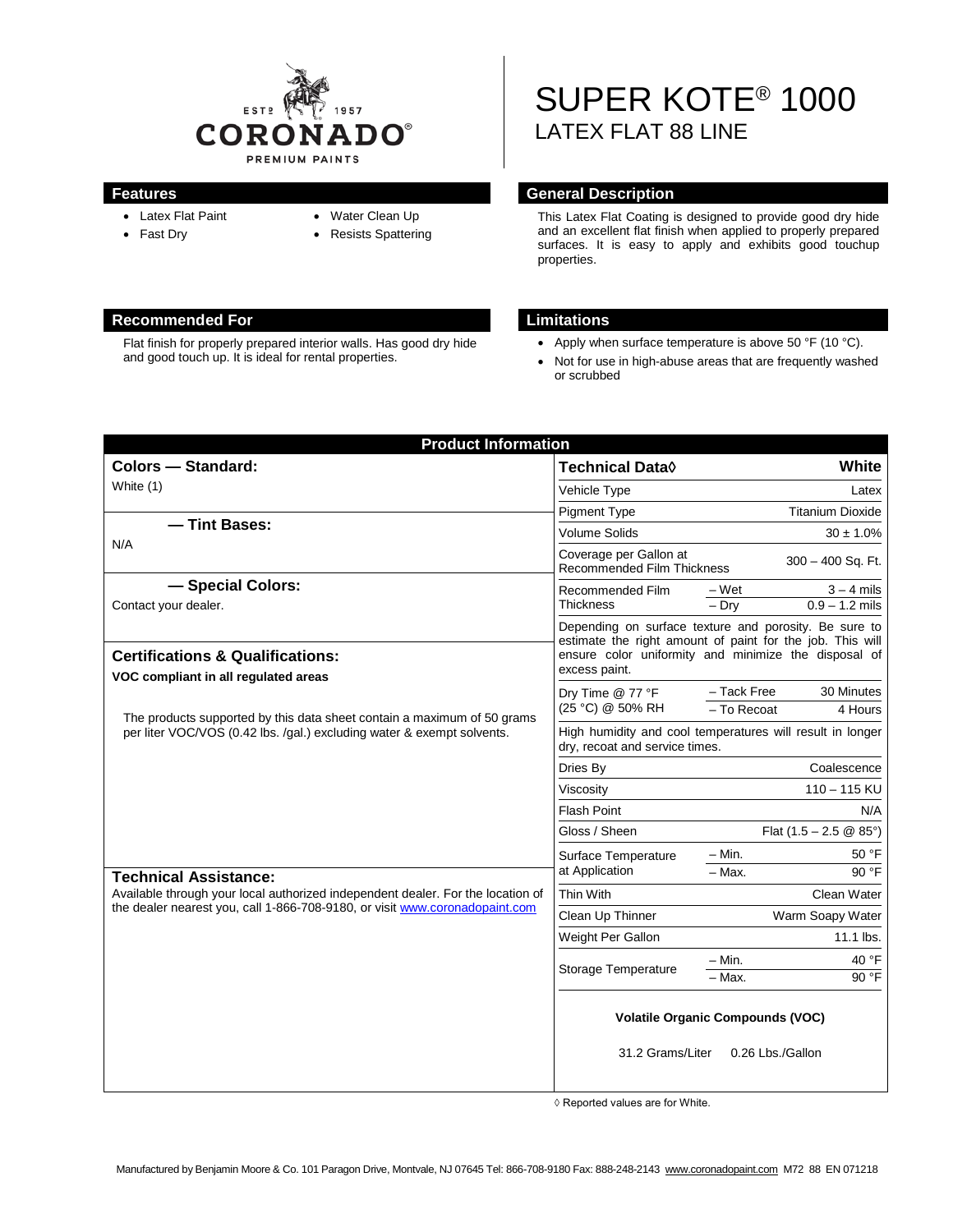ESTD 1957
**CORONADO®**
PREMIUM PAINTS

# SUPER KOTE® 1000
## LATEX FLAT 88 LINE

## Features

- Latex Flat Paint
- Fast Dry
- Water Clean Up
- Resists Spattering

## General Description

This Latex Flat Coating is designed to provide good dry hide and an excellent flat finish when applied to properly prepared surfaces. It is easy to apply and exhibits good touchup properties.

## Recommended For

Flat finish for properly prepared interior walls. Has good dry hide and good touch up. It is ideal for rental properties.

## Limitations

- Apply when surface temperature is above 50 °F (10 °C).
- Not for use in high-abuse areas that are frequently washed or scrubbed

## Product Information

### Colors — Standard:

White (1)

### — Tint Bases:

N/A

### — Special Colors:

Contact your dealer.

### Certifications & Qualifications:

**VOC compliant in all regulated areas**

The products supported by this data sheet contain a maximum of 50 grams per liter VOC/VOS (0.42 lbs. /gal.) excluding water & exempt solvents.

### Technical Assistance:

Available through your local authorized independent dealer. For the location of the dealer nearest you, call 1-866-708-9180, or visit www.coronadopaint.com

| **Technical Data◊** | | **White** |
|---|---|---|
| Vehicle Type | | Latex |
| Pigment Type | | Titanium Dioxide |
| Volume Solids | | 30 ± 1.0% |
| Coverage per Gallon at Recommended Film Thickness | | 300 – 400 Sq. Ft. |
| Recommended Film Thickness | – Wet | 3 – 4 mils |
| | – Dry | 0.9 – 1.2 mils |
| Depending on surface texture and porosity. Be sure to estimate the right amount of paint for the job. This will ensure color uniformity and minimize the disposal of excess paint. | | |
| Dry Time @ 77 °F (25 °C) @ 50% RH | – Tack Free | 30 Minutes |
| | – To Recoat | 4 Hours |
| High humidity and cool temperatures will result in longer dry, recoat and service times. | | |
| Dries By | | Coalescence |
| Viscosity | | 110 – 115 KU |
| Flash Point | | N/A |
| Gloss / Sheen | | Flat (1.5 – 2.5 @ 85°) |
| Surface Temperature at Application | – Min. | 50 °F |
| | – Max. | 90 °F |
| Thin With | | Clean Water |
| Clean Up Thinner | | Warm Soapy Water |
| Weight Per Gallon | | 11.1 lbs. |
| Storage Temperature | – Min. | 40 °F |
| | – Max. | 90 °F |

**Volatile Organic Compounds (VOC)**

31.2 Grams/Liter  0.26 Lbs./Gallon

◊ Reported values are for White.

Manufactured by Benjamin Moore & Co. 101 Paragon Drive, Montvale, NJ 07645 Tel: 866-708-9180 Fax: 888-248-2143 www.coronadopaint.com M72 88 EN 071218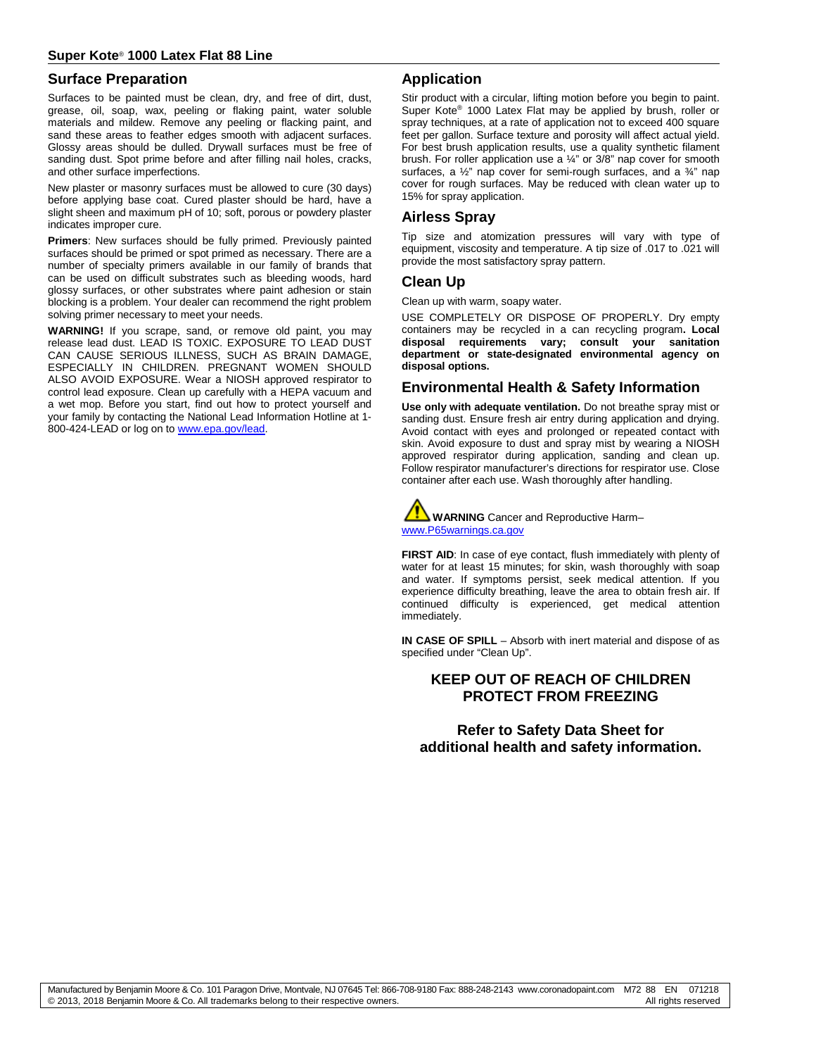# Super Kote® 1000 Latex Flat 88 Line

## Surface Preparation

Surfaces to be painted must be clean, dry, and free of dirt, dust, grease, oil, soap, wax, peeling or flaking paint, water soluble materials and mildew. Remove any peeling or flacking paint, and sand these areas to feather edges smooth with adjacent surfaces. Glossy areas should be dulled. Drywall surfaces must be free of sanding dust. Spot prime before and after filling nail holes, cracks, and other surface imperfections.

New plaster or masonry surfaces must be allowed to cure (30 days) before applying base coat. Cured plaster should be hard, have a slight sheen and maximum pH of 10; soft, porous or powdery plaster indicates improper cure.

**Primers**: New surfaces should be fully primed. Previously painted surfaces should be primed or spot primed as necessary. There are a number of specialty primers available in our family of brands that can be used on difficult substrates such as bleeding woods, hard glossy surfaces, or other substrates where paint adhesion or stain blocking is a problem. Your dealer can recommend the right problem solving primer necessary to meet your needs.

**WARNING!** If you scrape, sand, or remove old paint, you may release lead dust. LEAD IS TOXIC. EXPOSURE TO LEAD DUST CAN CAUSE SERIOUS ILLNESS, SUCH AS BRAIN DAMAGE, ESPECIALLY IN CHILDREN. PREGNANT WOMEN SHOULD ALSO AVOID EXPOSURE. Wear a NIOSH approved respirator to control lead exposure. Clean up carefully with a HEPA vacuum and a wet mop. Before you start, find out how to protect yourself and your family by contacting the National Lead Information Hotline at 1-800-424-LEAD or log on to www.epa.gov/lead.

## Application

Stir product with a circular, lifting motion before you begin to paint. Super Kote® 1000 Latex Flat may be applied by brush, roller or spray techniques, at a rate of application not to exceed 400 square feet per gallon. Surface texture and porosity will affect actual yield. For best brush application results, use a quality synthetic filament brush. For roller application use a ¼" or 3/8" nap cover for smooth surfaces, a ½" nap cover for semi-rough surfaces, and a ¾" nap cover for rough surfaces. May be reduced with clean water up to 15% for spray application.

## Airless Spray

Tip size and atomization pressures will vary with type of equipment, viscosity and temperature. A tip size of .017 to .021 will provide the most satisfactory spray pattern.

## Clean Up

Clean up with warm, soapy water.

USE COMPLETELY OR DISPOSE OF PROPERLY. Dry empty containers may be recycled in a can recycling program**. Local disposal requirements vary; consult your sanitation department or state-designated environmental agency on disposal options.**

## Environmental Health & Safety Information

**Use only with adequate ventilation.** Do not breathe spray mist or sanding dust. Ensure fresh air entry during application and drying. Avoid contact with eyes and prolonged or repeated contact with skin. Avoid exposure to dust and spray mist by wearing a NIOSH approved respirator during application, sanding and clean up. Follow respirator manufacturer's directions for respirator use. Close container after each use. Wash thoroughly after handling.

**WARNING** Cancer and Reproductive Harm– www.P65warnings.ca.gov

**FIRST AID**: In case of eye contact, flush immediately with plenty of water for at least 15 minutes; for skin, wash thoroughly with soap and water. If symptoms persist, seek medical attention. If you experience difficulty breathing, leave the area to obtain fresh air. If continued difficulty is experienced, get medical attention immediately.

**IN CASE OF SPILL** – Absorb with inert material and dispose of as specified under "Clean Up".

**KEEP OUT OF REACH OF CHILDREN**
**PROTECT FROM FREEZING**

**Refer to Safety Data Sheet for additional health and safety information.**

Manufactured by Benjamin Moore & Co. 101 Paragon Drive, Montvale, NJ 07645 Tel: 866-708-9180 Fax: 888-248-2143 www.coronadopaint.com M72 88 EN 071218
© 2013, 2018 Benjamin Moore & Co. All trademarks belong to their respective owners. All rights reserved